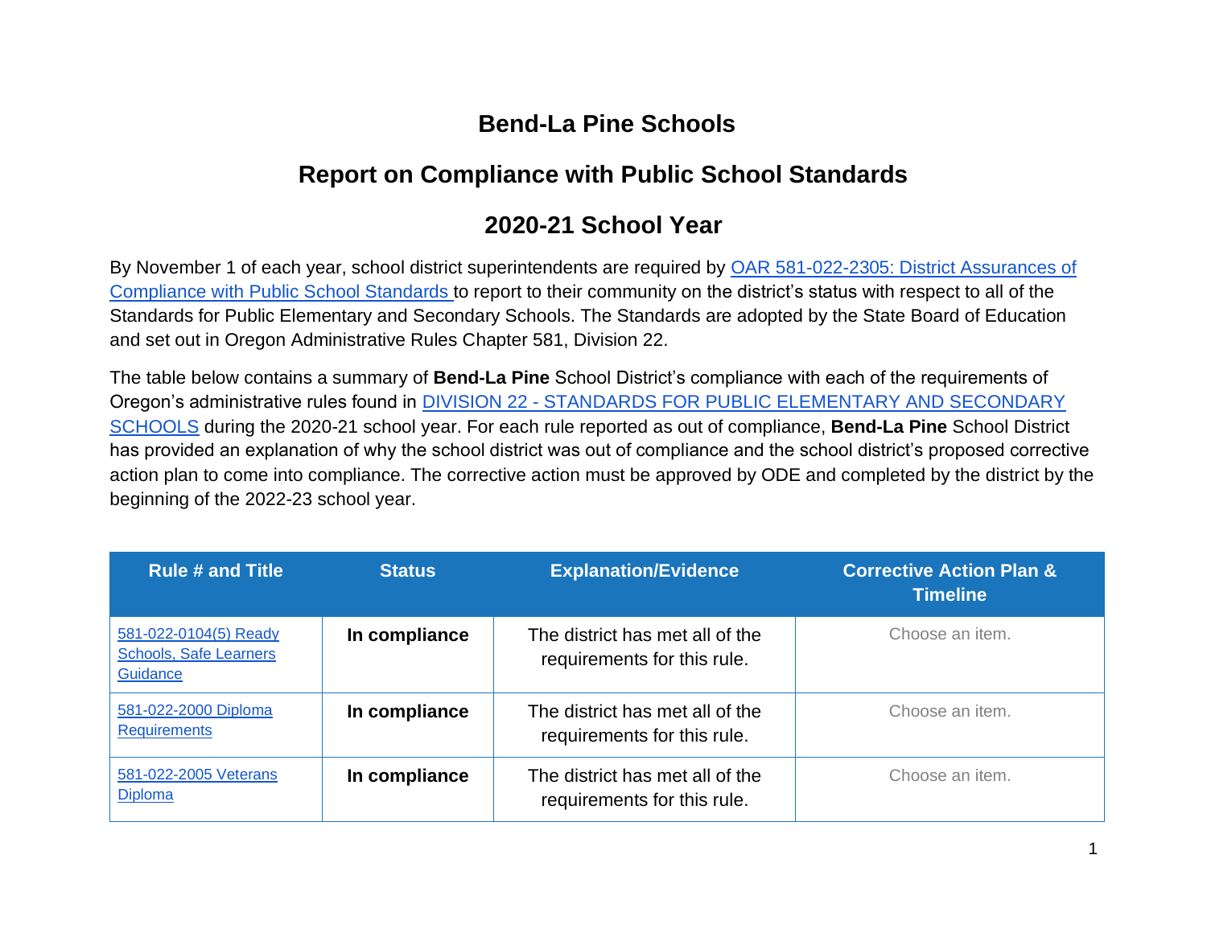# Bend-La Pine Schools

## Report on Compliance with Public School Standards

## 2020-21 School Year

By November 1 of each year, school district superintendents are required by OAR 581-022-2305: District Assurances of Compliance with Public School Standards to report to their community on the district's status with respect to all of the Standards for Public Elementary and Secondary Schools. The Standards are adopted by the State Board of Education and set out in Oregon Administrative Rules Chapter 581, Division 22.

The table below contains a summary of **Bend-La Pine** School District's compliance with each of the requirements of Oregon's administrative rules found in DIVISION 22 - STANDARDS FOR PUBLIC ELEMENTARY AND SECONDARY SCHOOLS during the 2020-21 school year. For each rule reported as out of compliance, **Bend-La Pine** School District has provided an explanation of why the school district was out of compliance and the school district's proposed corrective action plan to come into compliance. The corrective action must be approved by ODE and completed by the district by the beginning of the 2022-23 school year.

| Rule # and Title | Status | Explanation/Evidence | Corrective Action Plan & Timeline |
|---|---|---|---|
| 581-022-0104(5) Ready Schools, Safe Learners Guidance | **In compliance** | The district has met all of the requirements for this rule. | Choose an item. |
| 581-022-2000 Diploma Requirements | **In compliance** | The district has met all of the requirements for this rule. | Choose an item. |
| 581-022-2005 Veterans Diploma | **In compliance** | The district has met all of the requirements for this rule. | Choose an item. |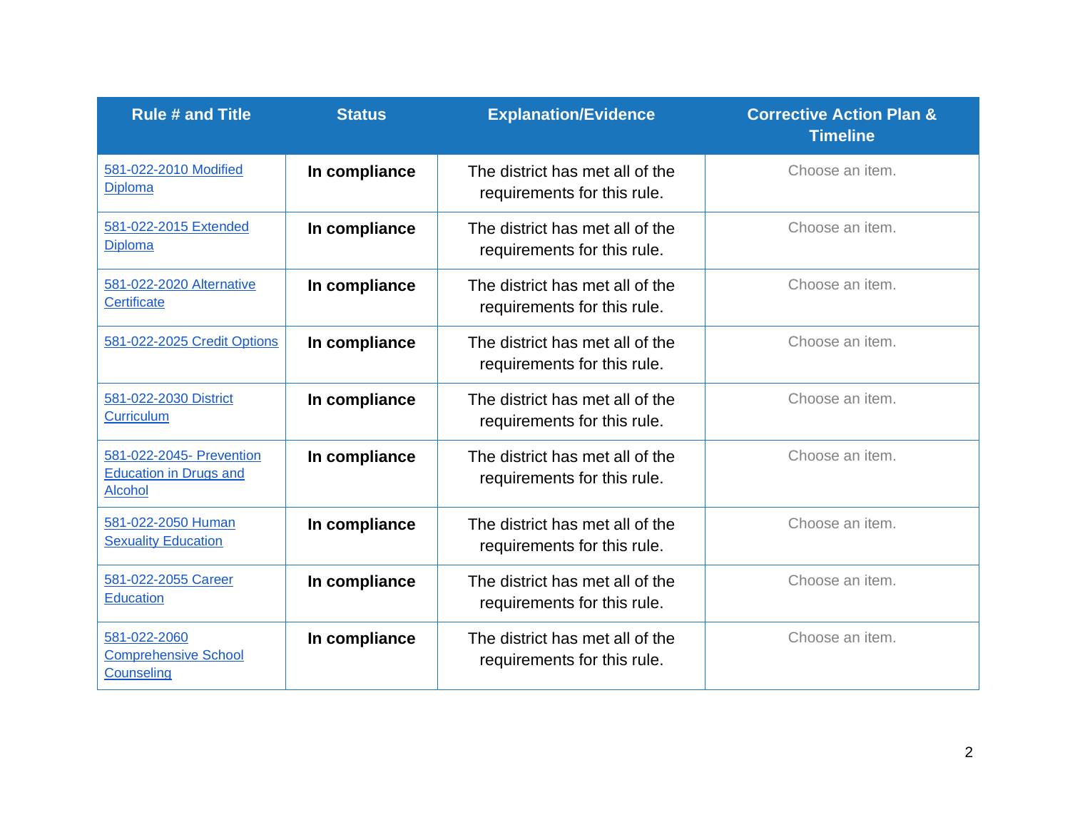| Rule # and Title | Status | Explanation/Evidence | Corrective Action Plan & Timeline |
|---|---|---|---|
| [581-022-2010 Modified Diploma]() | **In compliance** | The district has met all of the requirements for this rule. | Choose an item. |
| [581-022-2015 Extended Diploma]() | **In compliance** | The district has met all of the requirements for this rule. | Choose an item. |
| [581-022-2020 Alternative Certificate]() | **In compliance** | The district has met all of the requirements for this rule. | Choose an item. |
| [581-022-2025 Credit Options]() | **In compliance** | The district has met all of the requirements for this rule. | Choose an item. |
| [581-022-2030 District Curriculum]() | **In compliance** | The district has met all of the requirements for this rule. | Choose an item. |
| [581-022-2045- Prevention Education in Drugs and Alcohol]() | **In compliance** | The district has met all of the requirements for this rule. | Choose an item. |
| [581-022-2050 Human Sexuality Education]() | **In compliance** | The district has met all of the requirements for this rule. | Choose an item. |
| [581-022-2055 Career Education]() | **In compliance** | The district has met all of the requirements for this rule. | Choose an item. |
| [581-022-2060 Comprehensive School Counseling]() | **In compliance** | The district has met all of the requirements for this rule. | Choose an item. |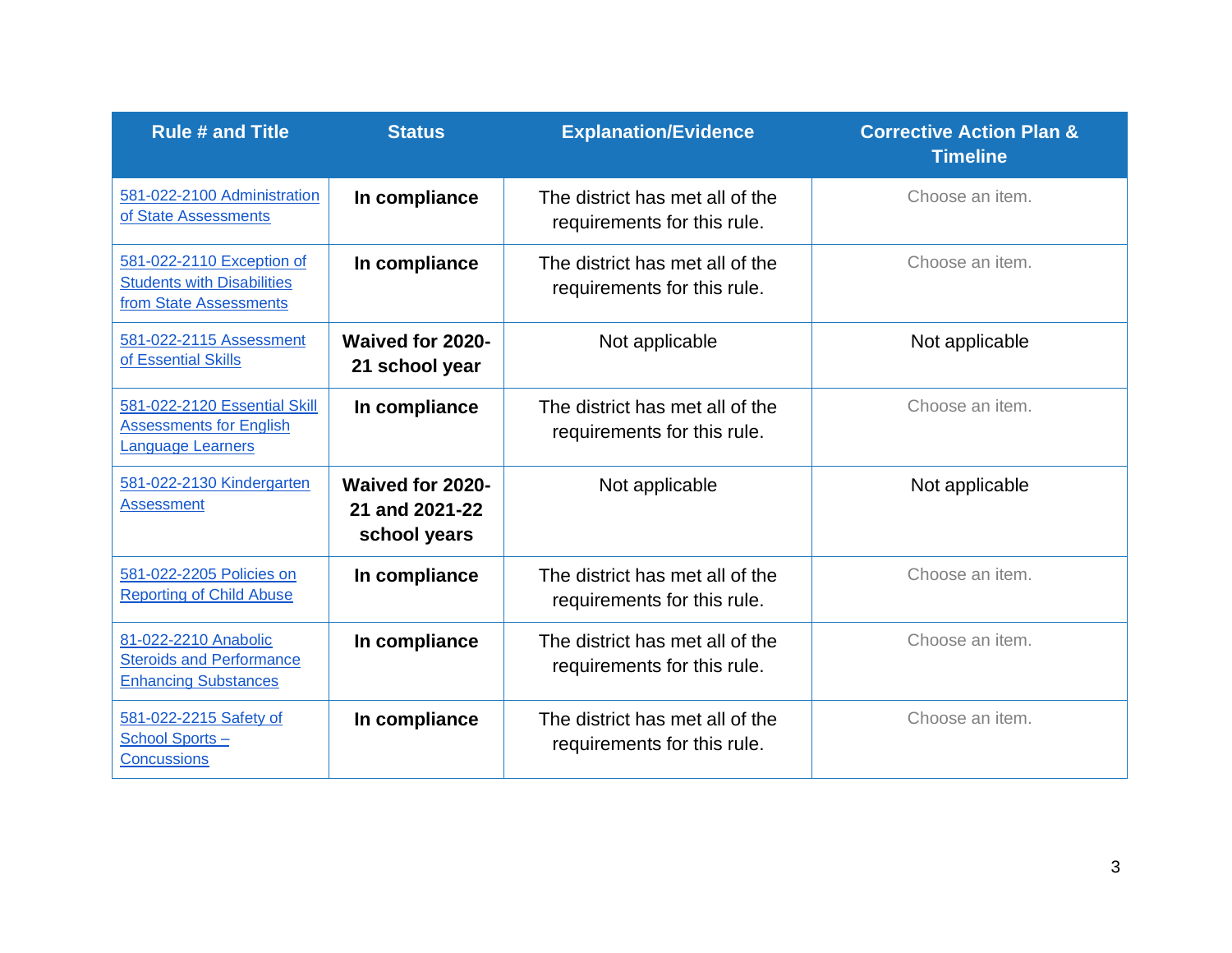| Rule # and Title | Status | Explanation/Evidence | Corrective Action Plan & Timeline |
|---|---|---|---|
| 581-022-2100 Administration of State Assessments | **In compliance** | The district has met all of the requirements for this rule. | Choose an item. |
| 581-022-2110 Exception of Students with Disabilities from State Assessments | **In compliance** | The district has met all of the requirements for this rule. | Choose an item. |
| 581-022-2115 Assessment of Essential Skills | **Waived for 2020-21 school year** | Not applicable | Not applicable |
| 581-022-2120 Essential Skill Assessments for English Language Learners | **In compliance** | The district has met all of the requirements for this rule. | Choose an item. |
| 581-022-2130 Kindergarten Assessment | **Waived for 2020-21 and 2021-22 school years** | Not applicable | Not applicable |
| 581-022-2205 Policies on Reporting of Child Abuse | **In compliance** | The district has met all of the requirements for this rule. | Choose an item. |
| 81-022-2210 Anabolic Steroids and Performance Enhancing Substances | **In compliance** | The district has met all of the requirements for this rule. | Choose an item. |
| 581-022-2215 Safety of School Sports – Concussions | **In compliance** | The district has met all of the requirements for this rule. | Choose an item. |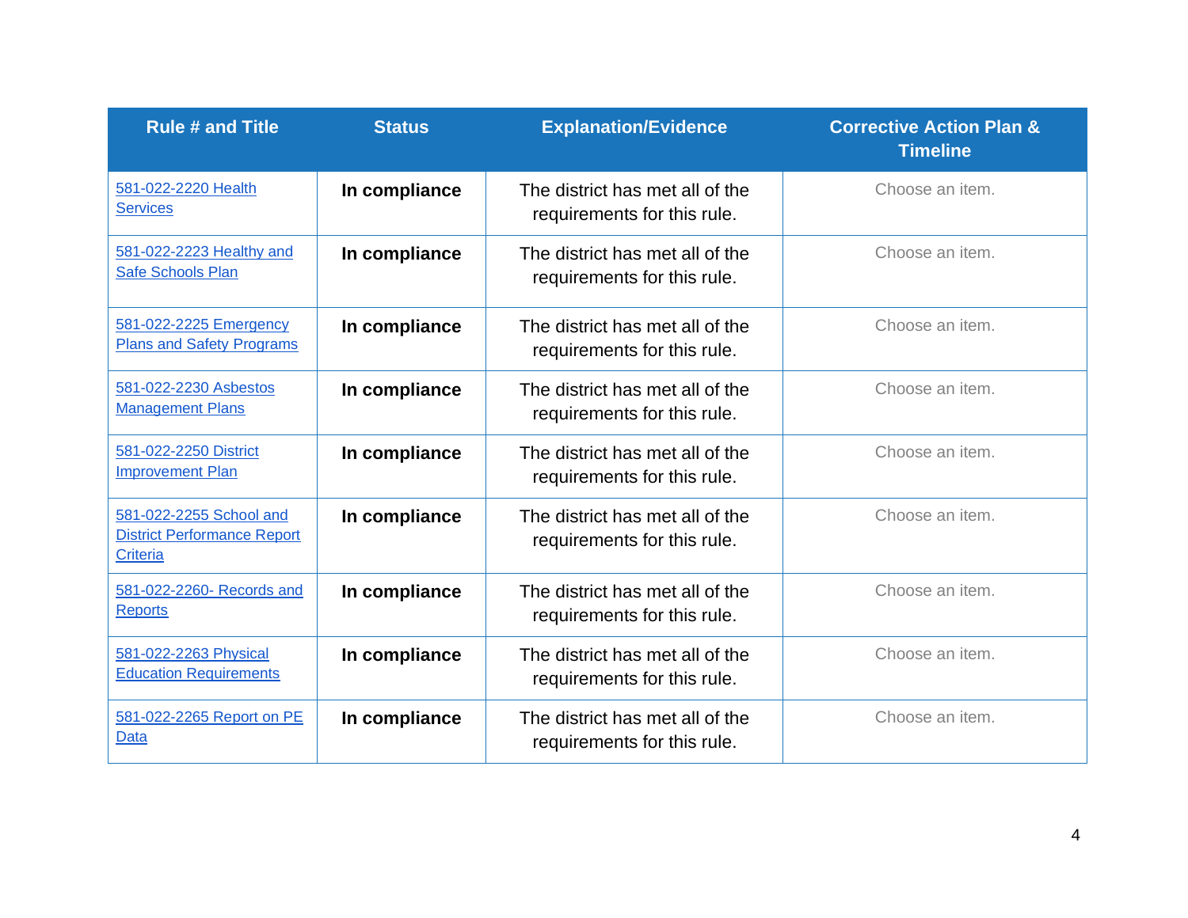| Rule # and Title | Status | Explanation/Evidence | Corrective Action Plan & Timeline |
|---|---|---|---|
| 581-022-2220 Health Services | **In compliance** | The district has met all of the requirements for this rule. | Choose an item. |
| 581-022-2223 Healthy and Safe Schools Plan | **In compliance** | The district has met all of the requirements for this rule. | Choose an item. |
| 581-022-2225 Emergency Plans and Safety Programs | **In compliance** | The district has met all of the requirements for this rule. | Choose an item. |
| 581-022-2230 Asbestos Management Plans | **In compliance** | The district has met all of the requirements for this rule. | Choose an item. |
| 581-022-2250 District Improvement Plan | **In compliance** | The district has met all of the requirements for this rule. | Choose an item. |
| 581-022-2255 School and District Performance Report Criteria | **In compliance** | The district has met all of the requirements for this rule. | Choose an item. |
| 581-022-2260- Records and Reports | **In compliance** | The district has met all of the requirements for this rule. | Choose an item. |
| 581-022-2263 Physical Education Requirements | **In compliance** | The district has met all of the requirements for this rule. | Choose an item. |
| 581-022-2265 Report on PE Data | **In compliance** | The district has met all of the requirements for this rule. | Choose an item. |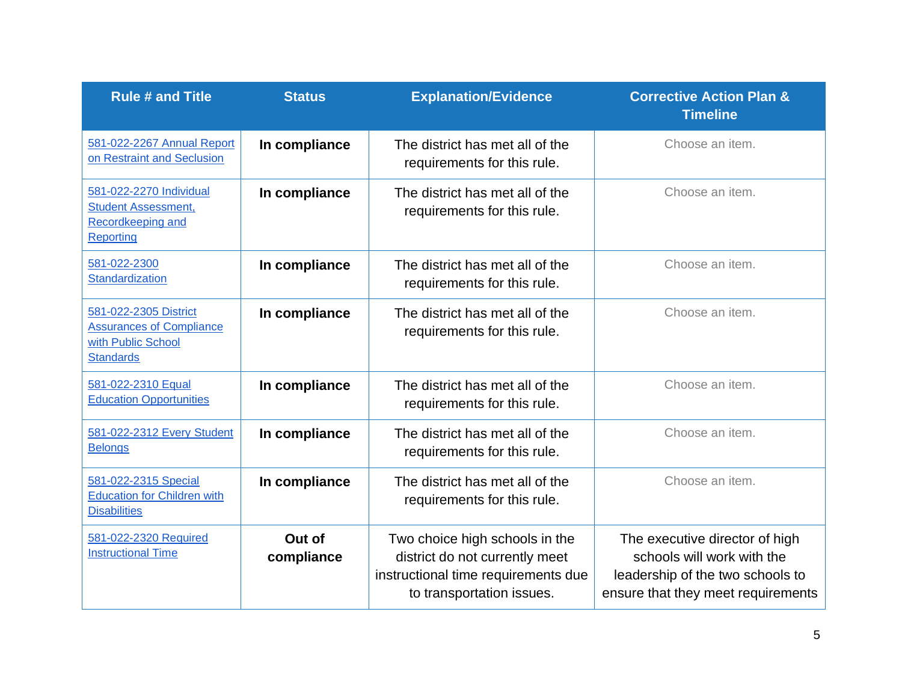| Rule # and Title | Status | Explanation/Evidence | Corrective Action Plan & Timeline |
|---|---|---|---|
| 581-022-2267 Annual Report on Restraint and Seclusion | **In compliance** | The district has met all of the requirements for this rule. | Choose an item. |
| 581-022-2270 Individual Student Assessment, Recordkeeping and Reporting | **In compliance** | The district has met all of the requirements for this rule. | Choose an item. |
| 581-022-2300 Standardization | **In compliance** | The district has met all of the requirements for this rule. | Choose an item. |
| 581-022-2305 District Assurances of Compliance with Public School Standards | **In compliance** | The district has met all of the requirements for this rule. | Choose an item. |
| 581-022-2310 Equal Education Opportunities | **In compliance** | The district has met all of the requirements for this rule. | Choose an item. |
| 581-022-2312 Every Student Belongs | **In compliance** | The district has met all of the requirements for this rule. | Choose an item. |
| 581-022-2315 Special Education for Children with Disabilities | **In compliance** | The district has met all of the requirements for this rule. | Choose an item. |
| 581-022-2320 Required Instructional Time | **Out of compliance** | Two choice high schools in the district do not currently meet instructional time requirements due to transportation issues. | The executive director of high schools will work with the leadership of the two schools to ensure that they meet requirements |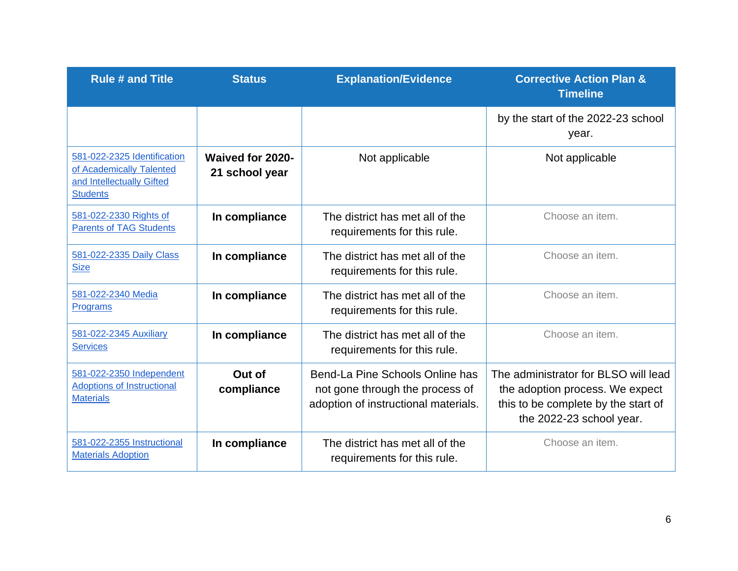| Rule # and Title | Status | Explanation/Evidence | Corrective Action Plan & Timeline |
|---|---|---|---|
| | | | by the start of the 2022-23 school year. |
| 581-022-2325 Identification of Academically Talented and Intellectually Gifted Students | **Waived for 2020-21 school year** | Not applicable | Not applicable |
| 581-022-2330 Rights of Parents of TAG Students | **In compliance** | The district has met all of the requirements for this rule. | Choose an item. |
| 581-022-2335 Daily Class Size | **In compliance** | The district has met all of the requirements for this rule. | Choose an item. |
| 581-022-2340 Media Programs | **In compliance** | The district has met all of the requirements for this rule. | Choose an item. |
| 581-022-2345 Auxiliary Services | **In compliance** | The district has met all of the requirements for this rule. | Choose an item. |
| 581-022-2350 Independent Adoptions of Instructional Materials | **Out of compliance** | Bend-La Pine Schools Online has not gone through the process of adoption of instructional materials. | The administrator for BLSO will lead the adoption process. We expect this to be complete by the start of the 2022-23 school year. |
| 581-022-2355 Instructional Materials Adoption | **In compliance** | The district has met all of the requirements for this rule. | Choose an item. |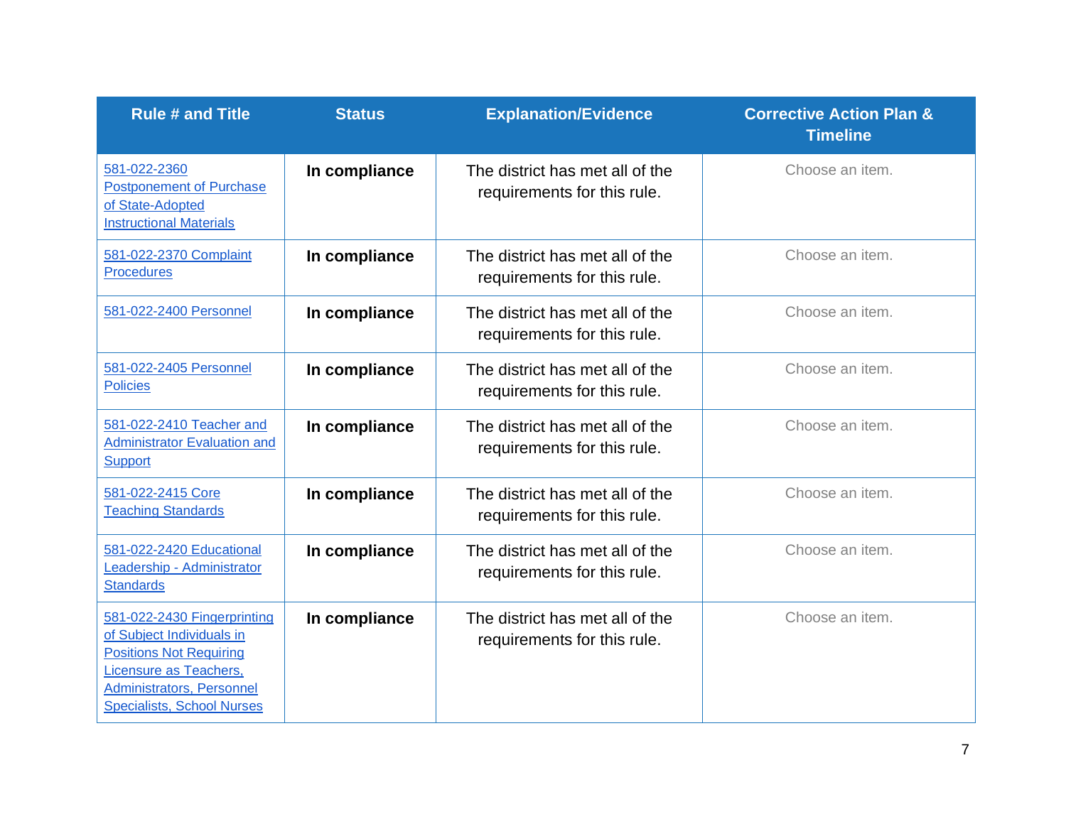| Rule # and Title | Status | Explanation/Evidence | Corrective Action Plan & Timeline |
|---|---|---|---|
| 581-022-2360 Postponement of Purchase of State-Adopted Instructional Materials | **In compliance** | The district has met all of the requirements for this rule. | Choose an item. |
| 581-022-2370 Complaint Procedures | **In compliance** | The district has met all of the requirements for this rule. | Choose an item. |
| 581-022-2400 Personnel | **In compliance** | The district has met all of the requirements for this rule. | Choose an item. |
| 581-022-2405 Personnel Policies | **In compliance** | The district has met all of the requirements for this rule. | Choose an item. |
| 581-022-2410 Teacher and Administrator Evaluation and Support | **In compliance** | The district has met all of the requirements for this rule. | Choose an item. |
| 581-022-2415 Core Teaching Standards | **In compliance** | The district has met all of the requirements for this rule. | Choose an item. |
| 581-022-2420 Educational Leadership - Administrator Standards | **In compliance** | The district has met all of the requirements for this rule. | Choose an item. |
| 581-022-2430 Fingerprinting of Subject Individuals in Positions Not Requiring Licensure as Teachers, Administrators, Personnel Specialists, School Nurses | **In compliance** | The district has met all of the requirements for this rule. | Choose an item. |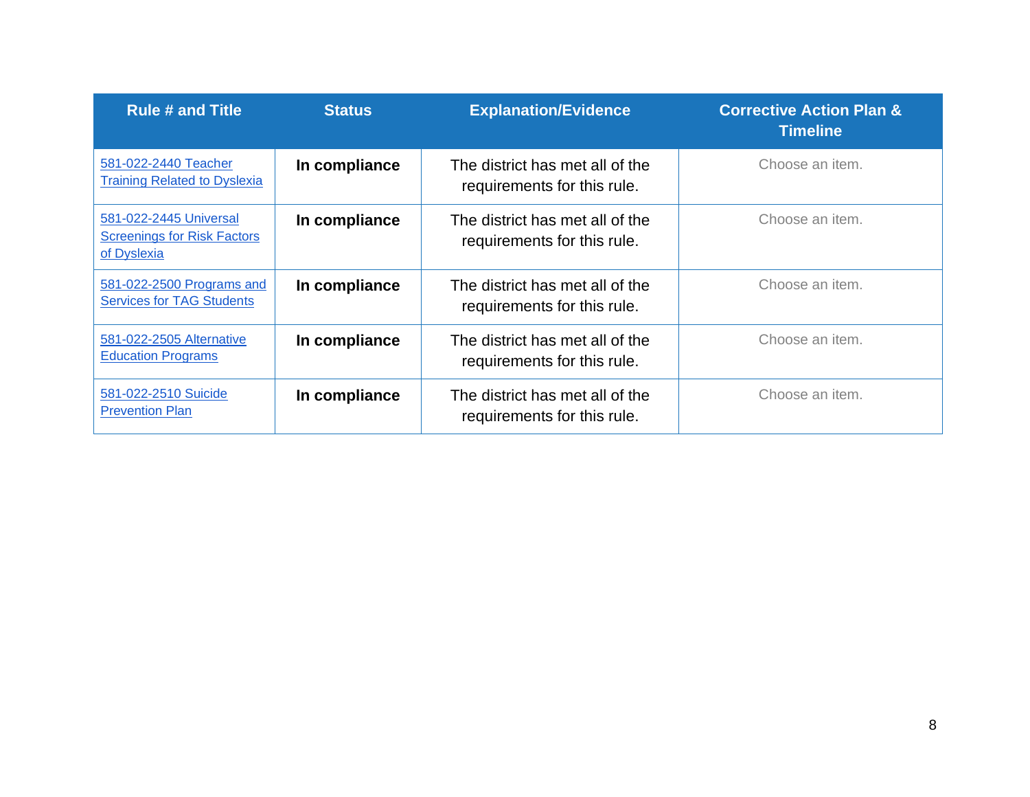| Rule # and Title | Status | Explanation/Evidence | Corrective Action Plan & Timeline |
| --- | --- | --- | --- |
| 581-022-2440 Teacher Training Related to Dyslexia | **In compliance** | The district has met all of the requirements for this rule. | Choose an item. |
| 581-022-2445 Universal Screenings for Risk Factors of Dyslexia | **In compliance** | The district has met all of the requirements for this rule. | Choose an item. |
| 581-022-2500 Programs and Services for TAG Students | **In compliance** | The district has met all of the requirements for this rule. | Choose an item. |
| 581-022-2505 Alternative Education Programs | **In compliance** | The district has met all of the requirements for this rule. | Choose an item. |
| 581-022-2510 Suicide Prevention Plan | **In compliance** | The district has met all of the requirements for this rule. | Choose an item. |